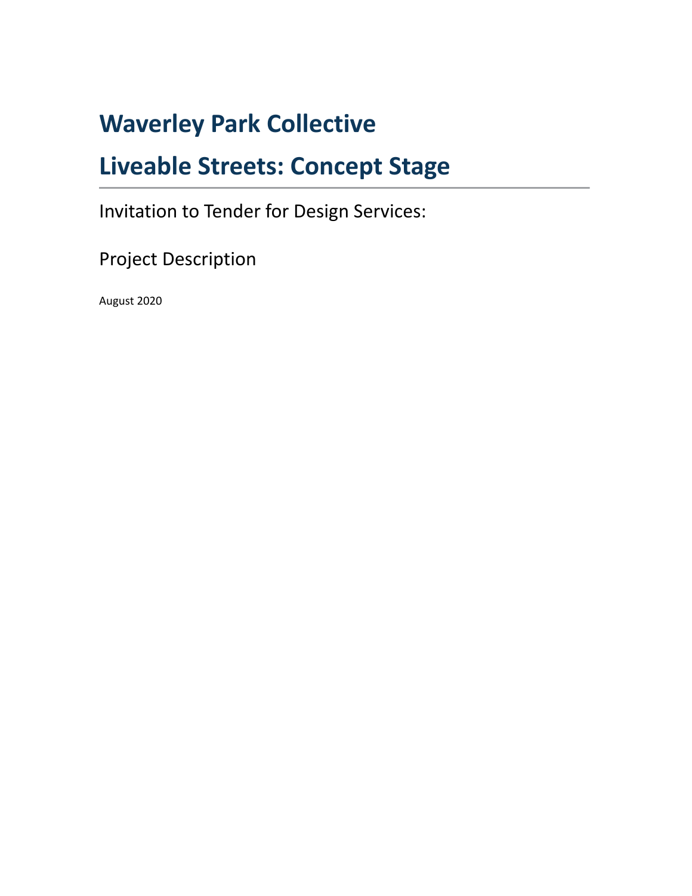# Waverley Park Collective

# Liveable Streets: Concept Stage

Invitation to Tender for Design Services:

Project Description

August 2020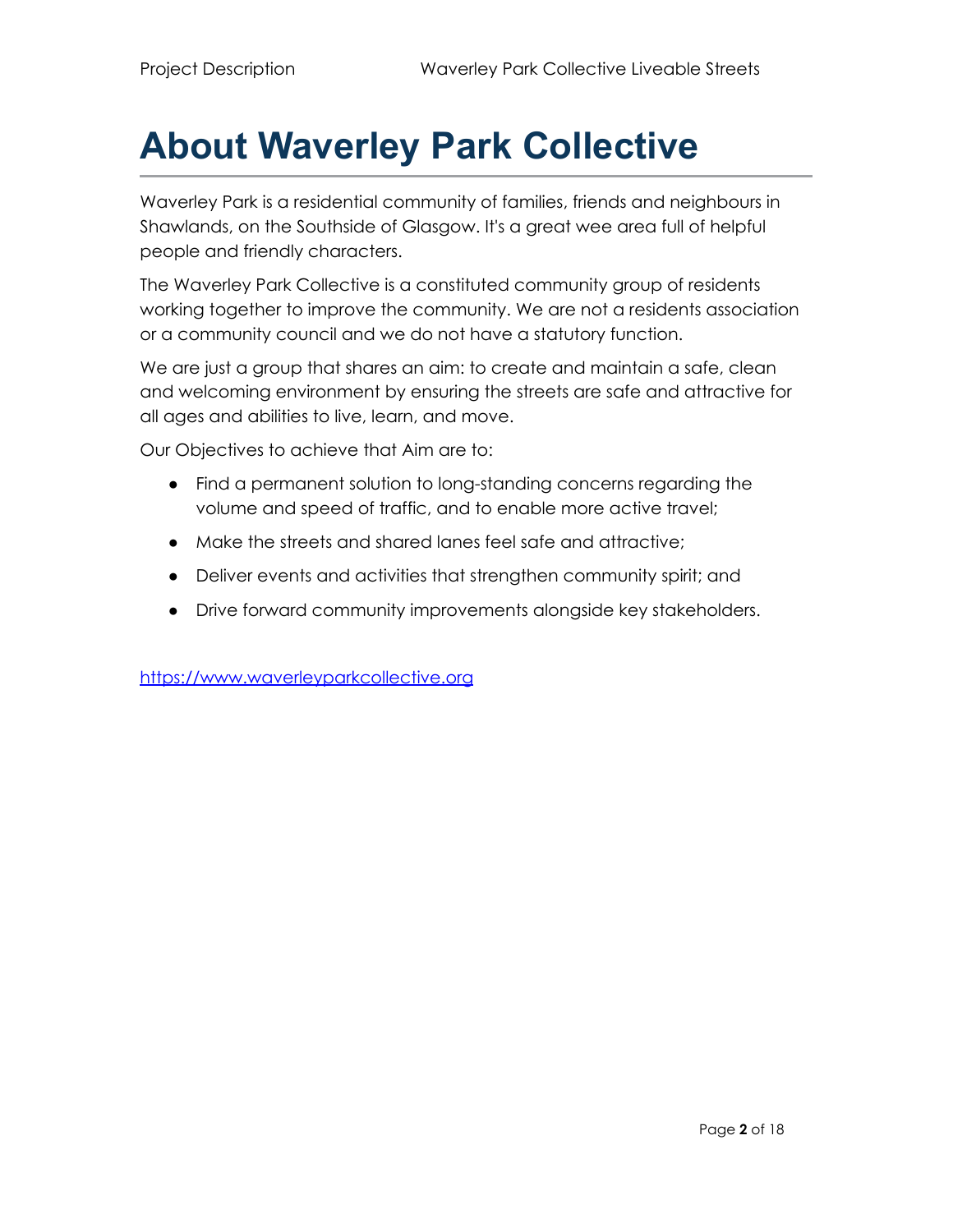# About Waverley Park Collective

Waverley Park is a residential community of families, friends and neighbours in Shawlands, on the Southside of Glasgow. It's a great wee area full of helpful people and friendly characters.

The Waverley Park Collective is a constituted community group of residents working together to improve the community. We are not a residents association or a community council and we do not have a statutory function.

We are just a group that shares an aim: to create and maintain a safe, clean and welcoming environment by ensuring the streets are safe and attractive for all ages and abilities to live, learn, and move.

Our Objectives to achieve that Aim are to:

- Find a permanent solution to long-standing concerns regarding the volume and speed of traffic, and to enable more active travel;
- Make the streets and shared lanes feel safe and attractive;
- Deliver events and activities that strengthen community spirit; and
- Drive forward community improvements alongside key stakeholders.

https://www.waverleyparkcollective.org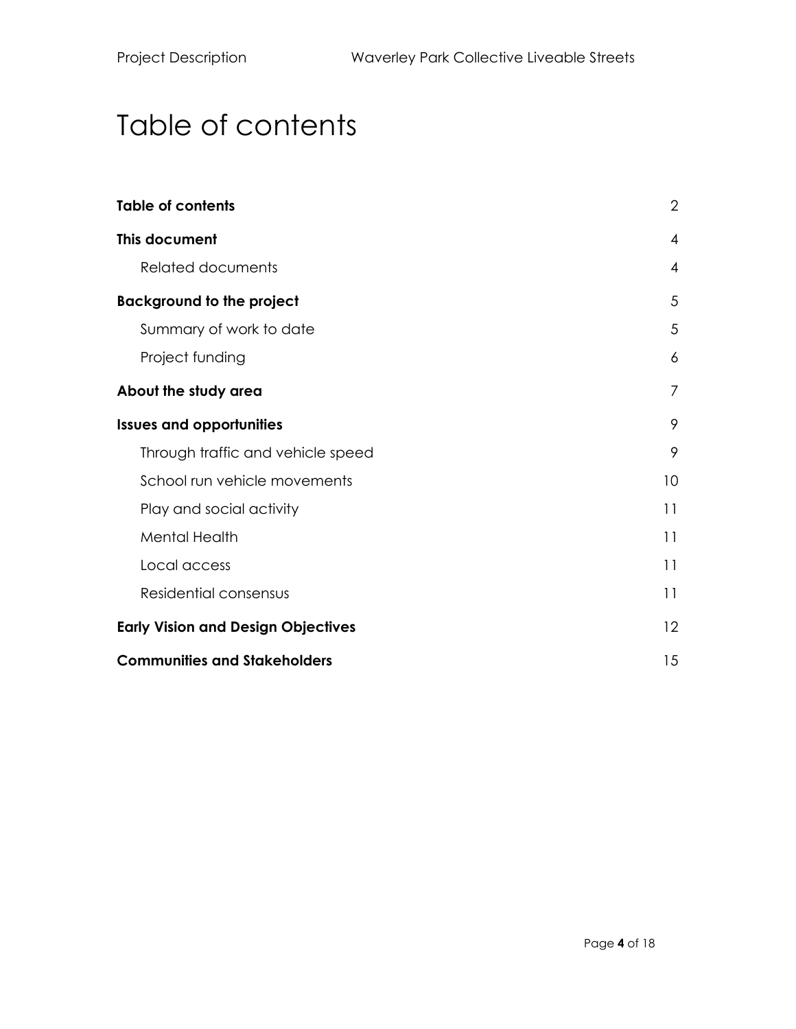# Table of contents

| | |
|---|---|
| **Table of contents** | 2 |
| **This document** | 4 |
| Related documents | 4 |
| **Background to the project** | 5 |
| Summary of work to date | 5 |
| Project funding | 6 |
| **About the study area** | 7 |
| **Issues and opportunities** | 9 |
| Through traffic and vehicle speed | 9 |
| School run vehicle movements | 10 |
| Play and social activity | 11 |
| Mental Health | 11 |
| Local access | 11 |
| Residential consensus | 11 |
| **Early Vision and Design Objectives** | 12 |
| **Communities and Stakeholders** | 15 |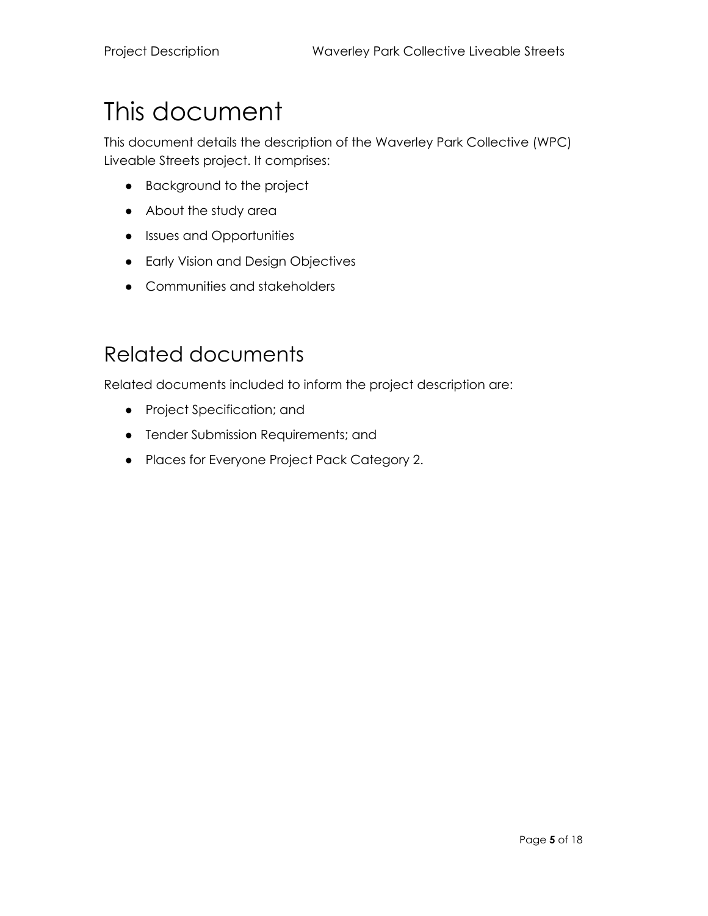# This document

This document details the description of the Waverley Park Collective (WPC) Liveable Streets project. It comprises:

- Background to the project
- About the study area
- Issues and Opportunities
- Early Vision and Design Objectives
- Communities and stakeholders

## Related documents

Related documents included to inform the project description are:

- Project Specification; and
- Tender Submission Requirements; and
- Places for Everyone Project Pack Category 2.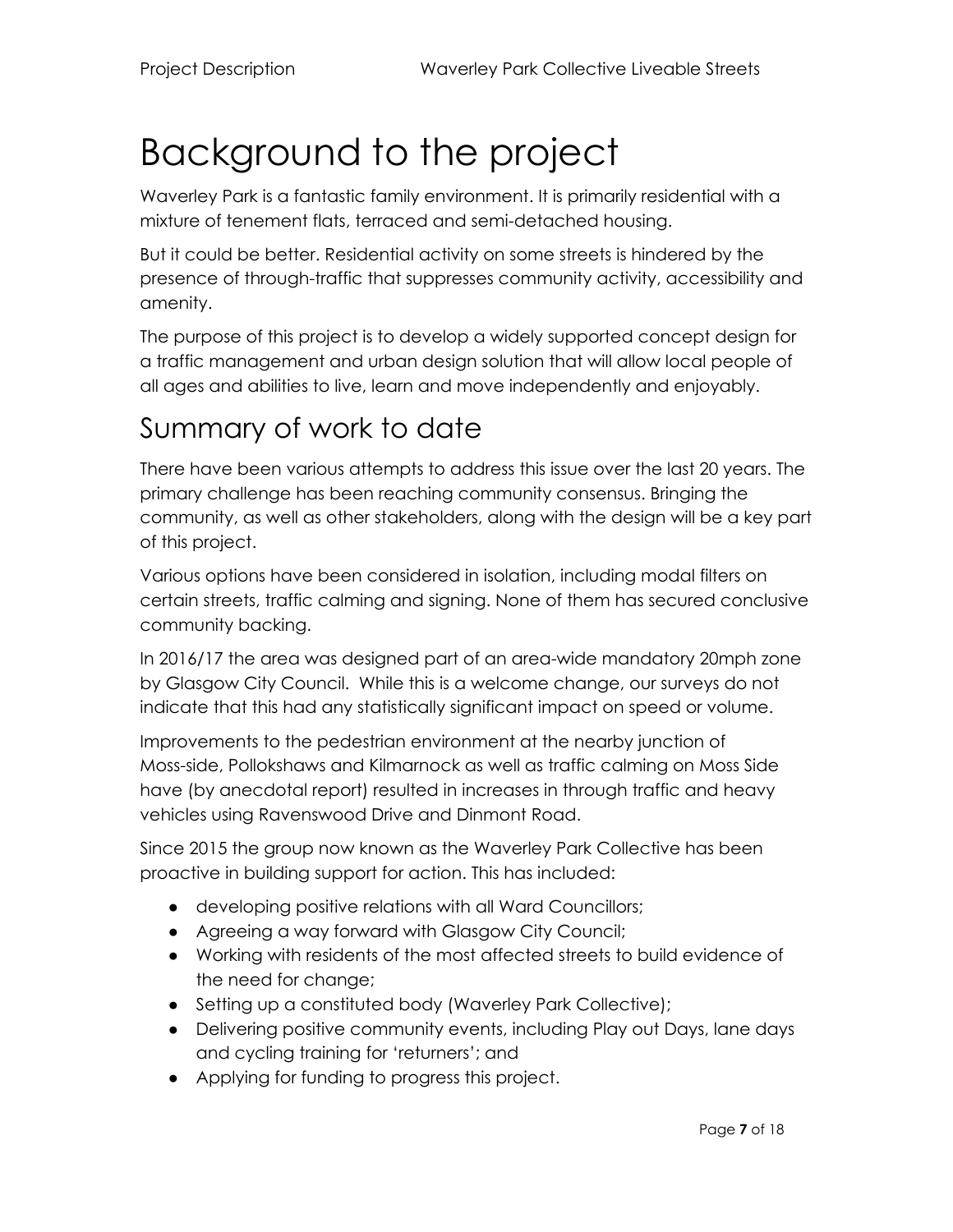# Background to the project

Waverley Park is a fantastic family environment. It is primarily residential with a mixture of tenement flats, terraced and semi-detached housing.

But it could be better. Residential activity on some streets is hindered by the presence of through-traffic that suppresses community activity, accessibility and amenity.

The purpose of this project is to develop a widely supported concept design for a traffic management and urban design solution that will allow local people of all ages and abilities to live, learn and move independently and enjoyably.

## Summary of work to date

There have been various attempts to address this issue over the last 20 years. The primary challenge has been reaching community consensus. Bringing the community, as well as other stakeholders, along with the design will be a key part of this project.

Various options have been considered in isolation, including modal filters on certain streets, traffic calming and signing. None of them has secured conclusive community backing.

In 2016/17 the area was designed part of an area-wide mandatory 20mph zone by Glasgow City Council.  While this is a welcome change, our surveys do not indicate that this had any statistically significant impact on speed or volume.

Improvements to the pedestrian environment at the nearby junction of Moss-side, Pollokshaws and Kilmarnock as well as traffic calming on Moss Side have (by anecdotal report) resulted in increases in through traffic and heavy vehicles using Ravenswood Drive and Dinmont Road.

Since 2015 the group now known as the Waverley Park Collective has been proactive in building support for action. This has included:

- developing positive relations with all Ward Councillors;
- Agreeing a way forward with Glasgow City Council;
- Working with residents of the most affected streets to build evidence of the need for change;
- Setting up a constituted body (Waverley Park Collective);
- Delivering positive community events, including Play out Days, lane days and cycling training for 'returners'; and
- Applying for funding to progress this project.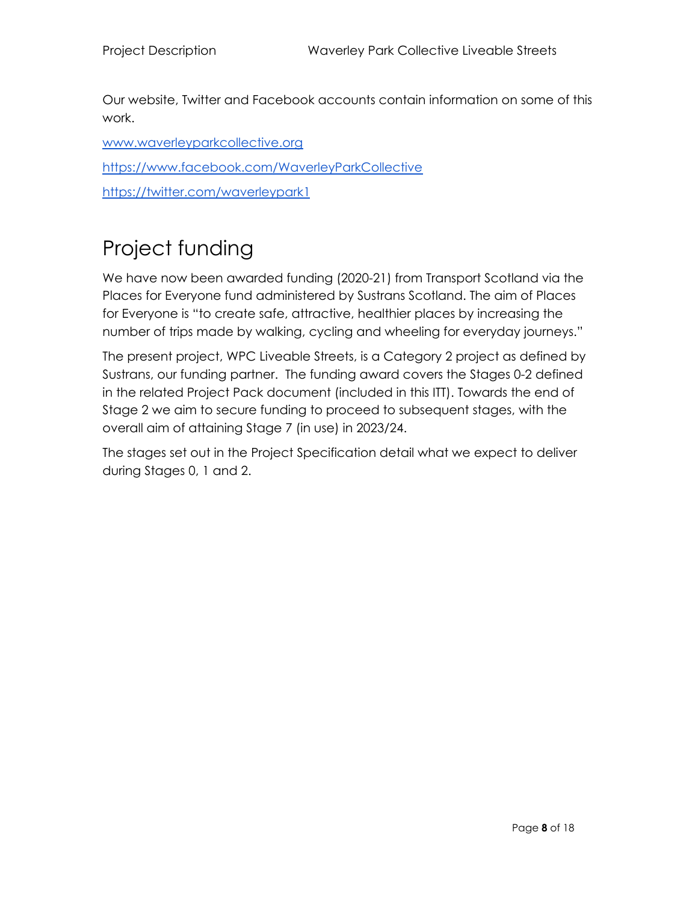Our website, Twitter and Facebook accounts contain information on some of this work.

www.waverleyparkcollective.org

https://www.facebook.com/WaverleyParkCollective

https://twitter.com/waverleypark1

# Project funding

We have now been awarded funding (2020-21) from Transport Scotland via the Places for Everyone fund administered by Sustrans Scotland. The aim of Places for Everyone is "to create safe, attractive, healthier places by increasing the number of trips made by walking, cycling and wheeling for everyday journeys."

The present project, WPC Liveable Streets, is a Category 2 project as defined by Sustrans, our funding partner. The funding award covers the Stages 0-2 defined in the related Project Pack document (included in this ITT). Towards the end of Stage 2 we aim to secure funding to proceed to subsequent stages, with the overall aim of attaining Stage 7 (in use) in 2023/24.

The stages set out in the Project Specification detail what we expect to deliver during Stages 0, 1 and 2.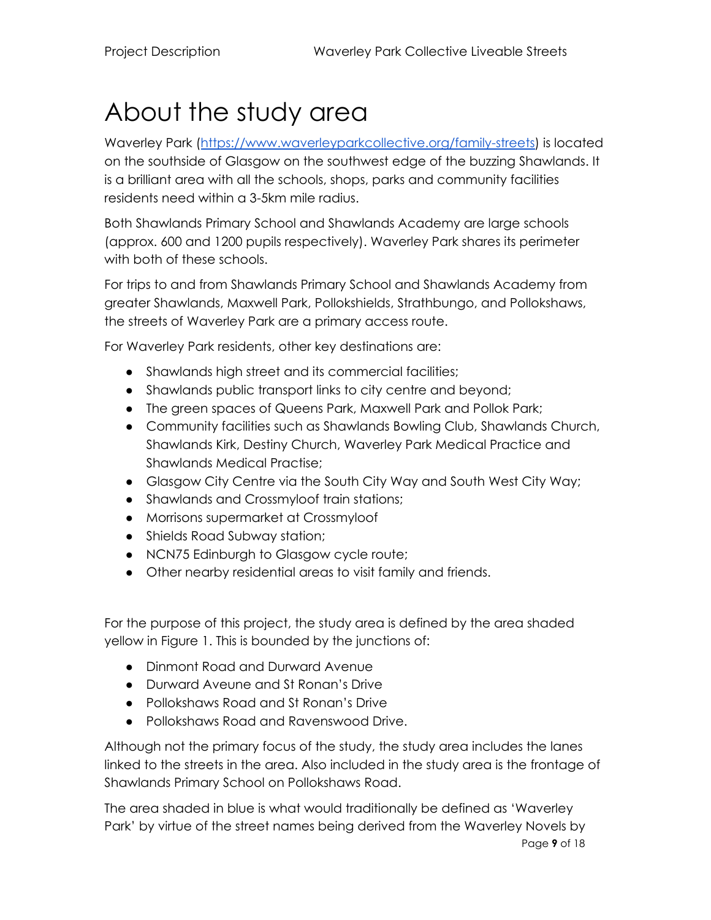# About the study area

Waverley Park (https://www.waverleyparkcollective.org/family-streets) is located on the southside of Glasgow on the southwest edge of the buzzing Shawlands. It is a brilliant area with all the schools, shops, parks and community facilities residents need within a 3-5km mile radius.

Both Shawlands Primary School and Shawlands Academy are large schools (approx. 600 and 1200 pupils respectively). Waverley Park shares its perimeter with both of these schools.

For trips to and from Shawlands Primary School and Shawlands Academy from greater Shawlands, Maxwell Park, Pollokshields, Strathbungo, and Pollokshaws, the streets of Waverley Park are a primary access route.

For Waverley Park residents, other key destinations are:

- Shawlands high street and its commercial facilities;
- Shawlands public transport links to city centre and beyond;
- The green spaces of Queens Park, Maxwell Park and Pollok Park;
- Community facilities such as Shawlands Bowling Club, Shawlands Church, Shawlands Kirk, Destiny Church, Waverley Park Medical Practice and Shawlands Medical Practise;
- Glasgow City Centre via the South City Way and South West City Way;
- Shawlands and Crossmyloof train stations;
- Morrisons supermarket at Crossmyloof
- Shields Road Subway station;
- NCN75 Edinburgh to Glasgow cycle route;
- Other nearby residential areas to visit family and friends.

For the purpose of this project, the study area is defined by the area shaded yellow in Figure 1. This is bounded by the junctions of:

- Dinmont Road and Durward Avenue
- Durward Aveune and St Ronan's Drive
- Pollokshaws Road and St Ronan's Drive
- Pollokshaws Road and Ravenswood Drive.

Although not the primary focus of the study, the study area includes the lanes linked to the streets in the area. Also included in the study area is the frontage of Shawlands Primary School on Pollokshaws Road.

The area shaded in blue is what would traditionally be defined as 'Waverley Park' by virtue of the street names being derived from the Waverley Novels by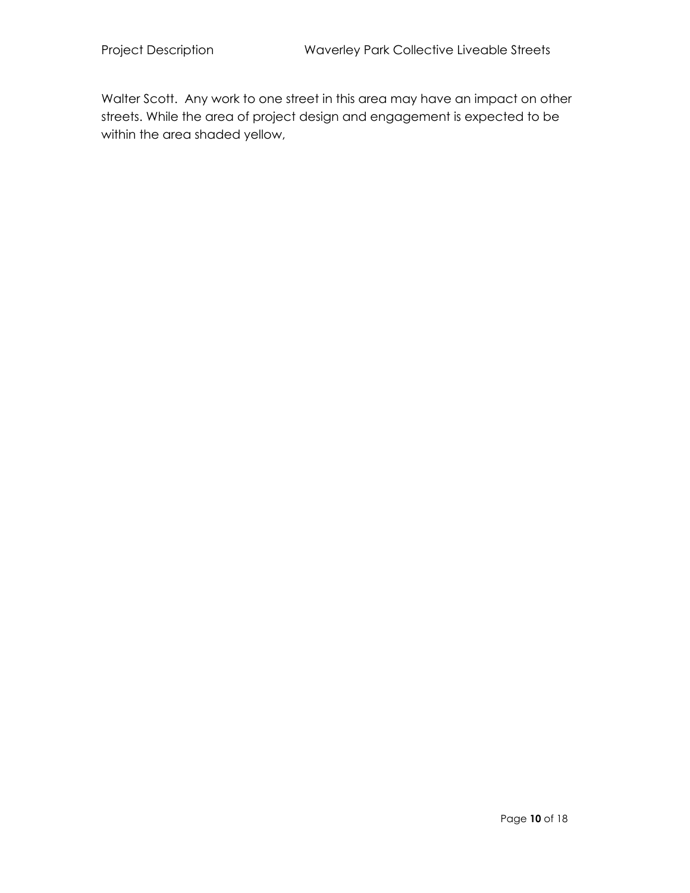Walter Scott. Any work to one street in this area may have an impact on other streets. While the area of project design and engagement is expected to be within the area shaded yellow,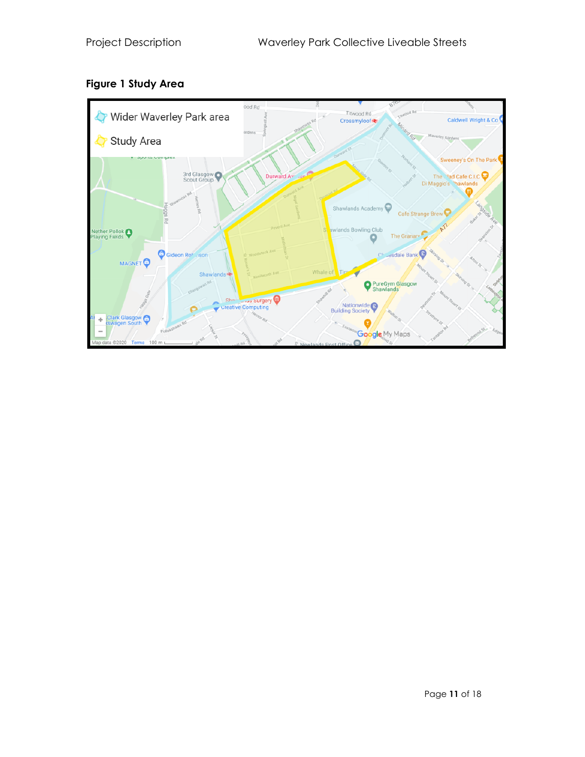**Figure 1 Study Area**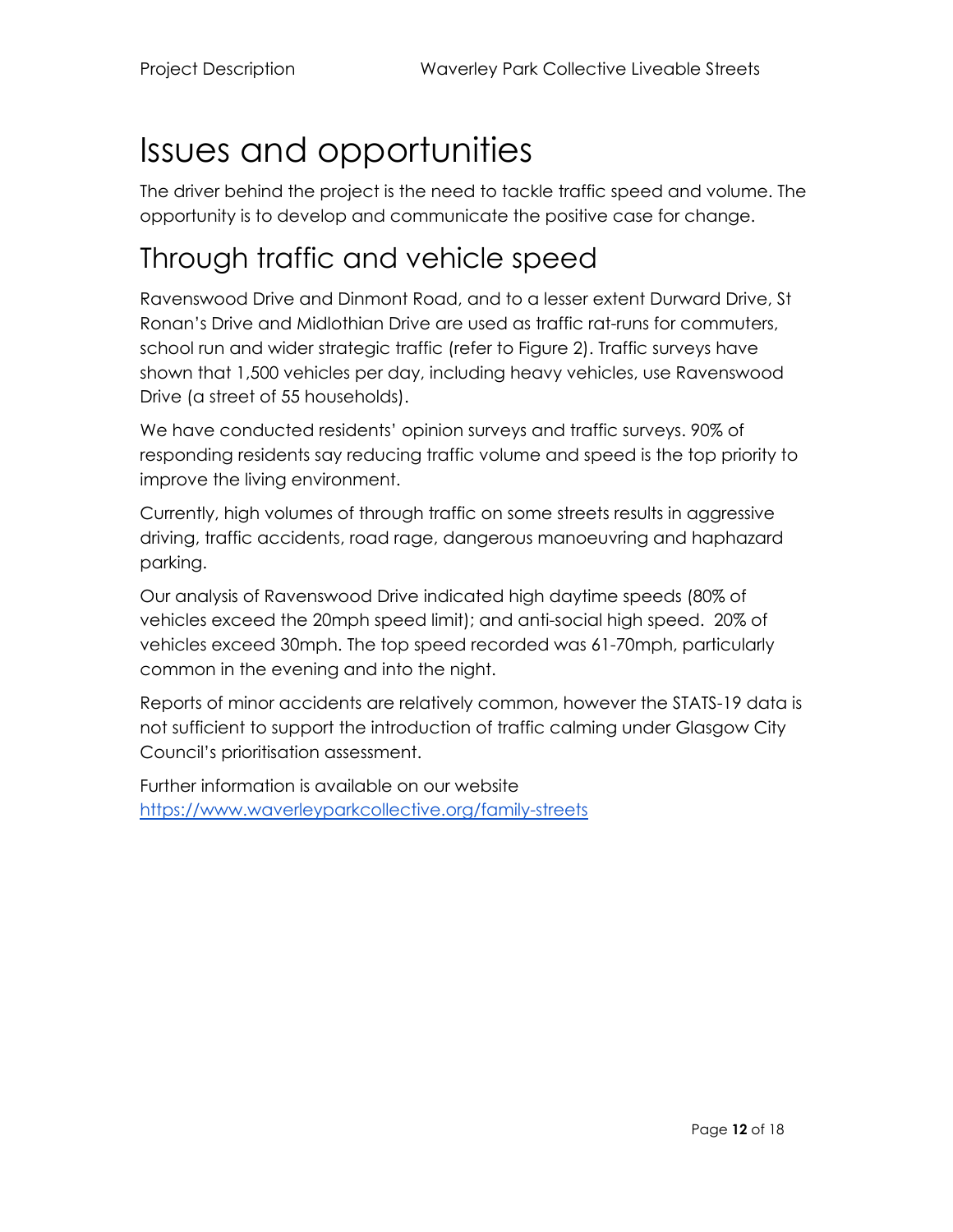# Issues and opportunities

The driver behind the project is the need to tackle traffic speed and volume. The opportunity is to develop and communicate the positive case for change.

## Through traffic and vehicle speed

Ravenswood Drive and Dinmont Road, and to a lesser extent Durward Drive, St Ronan's Drive and Midlothian Drive are used as traffic rat-runs for commuters, school run and wider strategic traffic (refer to Figure 2). Traffic surveys have shown that 1,500 vehicles per day, including heavy vehicles, use Ravenswood Drive (a street of 55 households).

We have conducted residents' opinion surveys and traffic surveys. 90% of responding residents say reducing traffic volume and speed is the top priority to improve the living environment.

Currently, high volumes of through traffic on some streets results in aggressive driving, traffic accidents, road rage, dangerous manoeuvring and haphazard parking.

Our analysis of Ravenswood Drive indicated high daytime speeds (80% of vehicles exceed the 20mph speed limit); and anti-social high speed. 20% of vehicles exceed 30mph. The top speed recorded was 61-70mph, particularly common in the evening and into the night.

Reports of minor accidents are relatively common, however the STATS-19 data is not sufficient to support the introduction of traffic calming under Glasgow City Council's prioritisation assessment.

Further information is available on our website [https://www.waverleyparkcollective.org/family-streets](https://www.waverleyparkcollective.org/family-streets)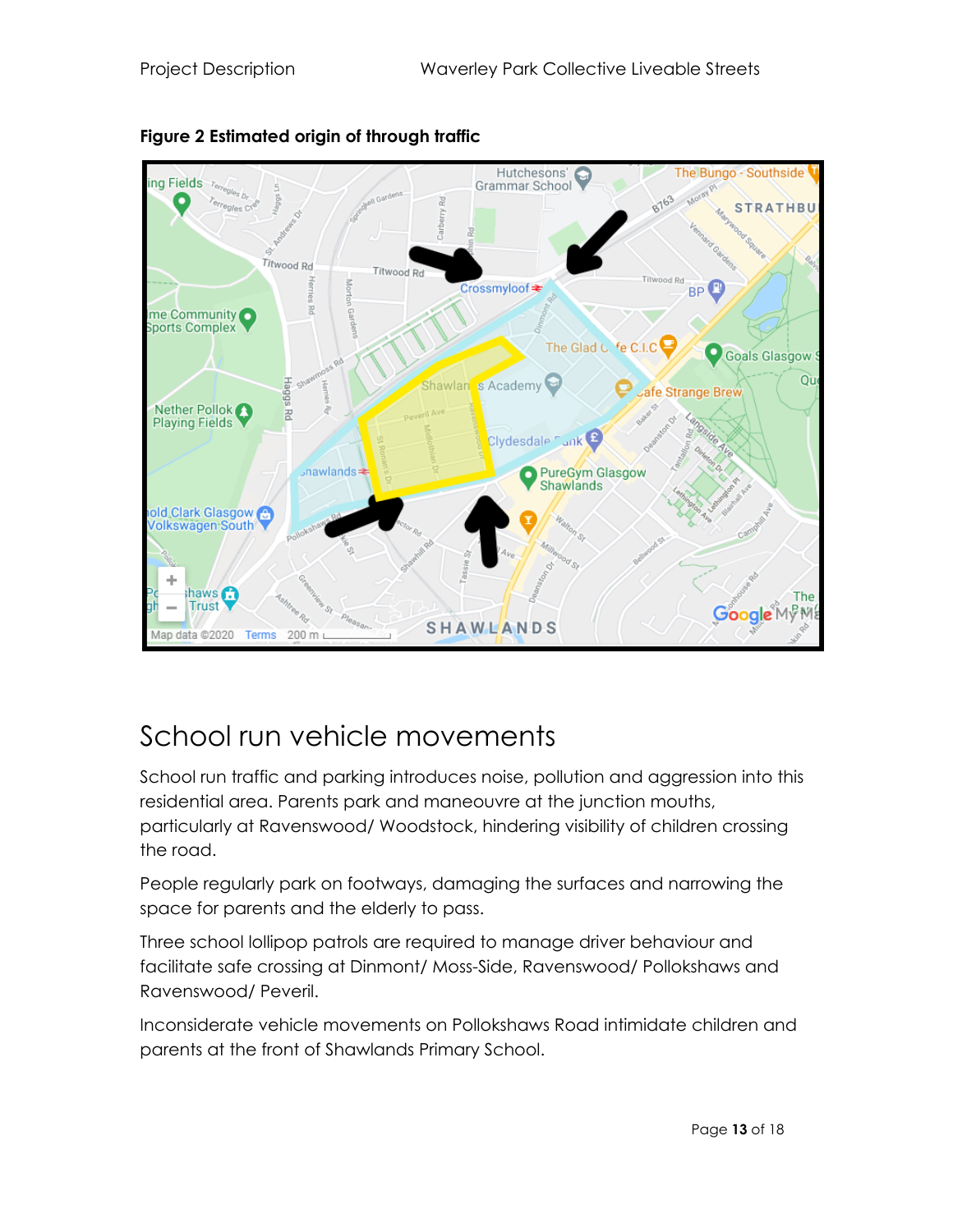**Figure 2 Estimated origin of through traffic**

# School run vehicle movements

School run traffic and parking introduces noise, pollution and aggression into this residential area. Parents park and maneouvre at the junction mouths, particularly at Ravenswood/ Woodstock, hindering visibility of children crossing the road.

People regularly park on footways, damaging the surfaces and narrowing the space for parents and the elderly to pass.

Three school lollipop patrols are required to manage driver behaviour and facilitate safe crossing at Dinmont/ Moss-Side, Ravenswood/ Pollokshaws and Ravenswood/ Peveril.

Inconsiderate vehicle movements on Pollokshaws Road intimidate children and parents at the front of Shawlands Primary School.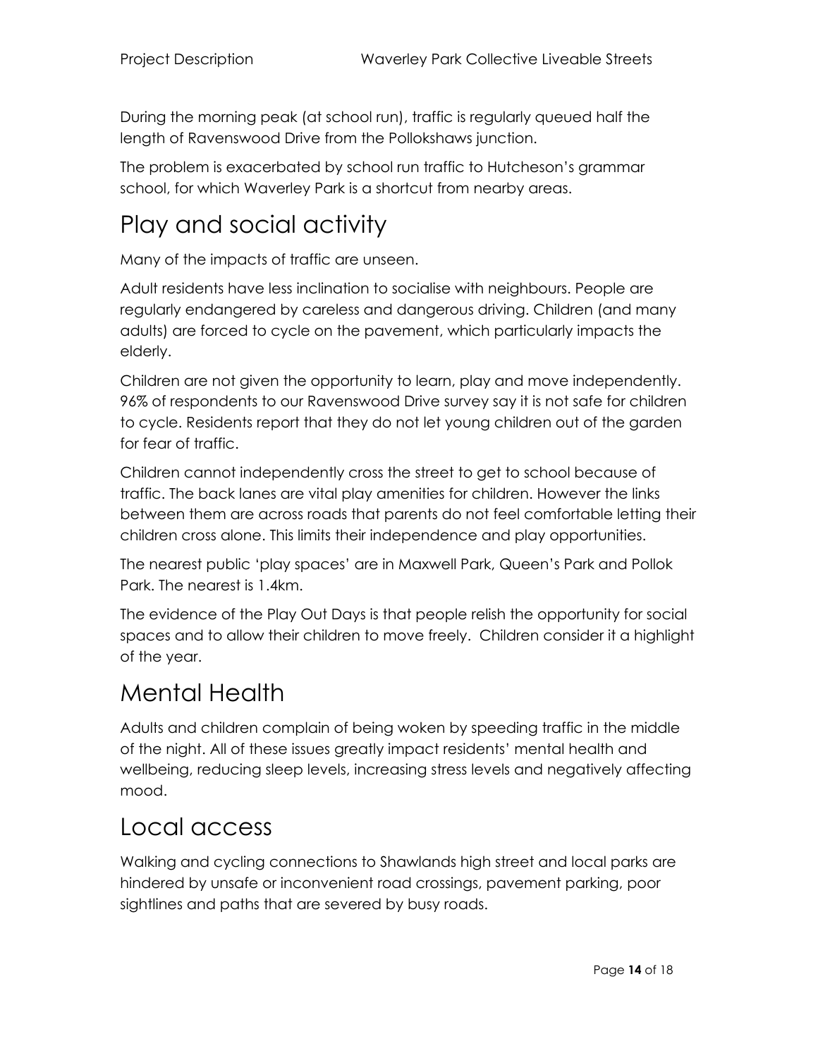During the morning peak (at school run), traffic is regularly queued half the length of Ravenswood Drive from the Pollokshaws junction.

The problem is exacerbated by school run traffic to Hutcheson's grammar school, for which Waverley Park is a shortcut from nearby areas.

# Play and social activity

Many of the impacts of traffic are unseen.

Adult residents have less inclination to socialise with neighbours. People are regularly endangered by careless and dangerous driving. Children (and many adults) are forced to cycle on the pavement, which particularly impacts the elderly.

Children are not given the opportunity to learn, play and move independently. 96% of respondents to our Ravenswood Drive survey say it is not safe for children to cycle. Residents report that they do not let young children out of the garden for fear of traffic.

Children cannot independently cross the street to get to school because of traffic. The back lanes are vital play amenities for children. However the links between them are across roads that parents do not feel comfortable letting their children cross alone. This limits their independence and play opportunities.

The nearest public 'play spaces' are in Maxwell Park, Queen's Park and Pollok Park. The nearest is 1.4km.

The evidence of the Play Out Days is that people relish the opportunity for social spaces and to allow their children to move freely. Children consider it a highlight of the year.

# Mental Health

Adults and children complain of being woken by speeding traffic in the middle of the night. All of these issues greatly impact residents' mental health and wellbeing, reducing sleep levels, increasing stress levels and negatively affecting mood.

# Local access

Walking and cycling connections to Shawlands high street and local parks are hindered by unsafe or inconvenient road crossings, pavement parking, poor sightlines and paths that are severed by busy roads.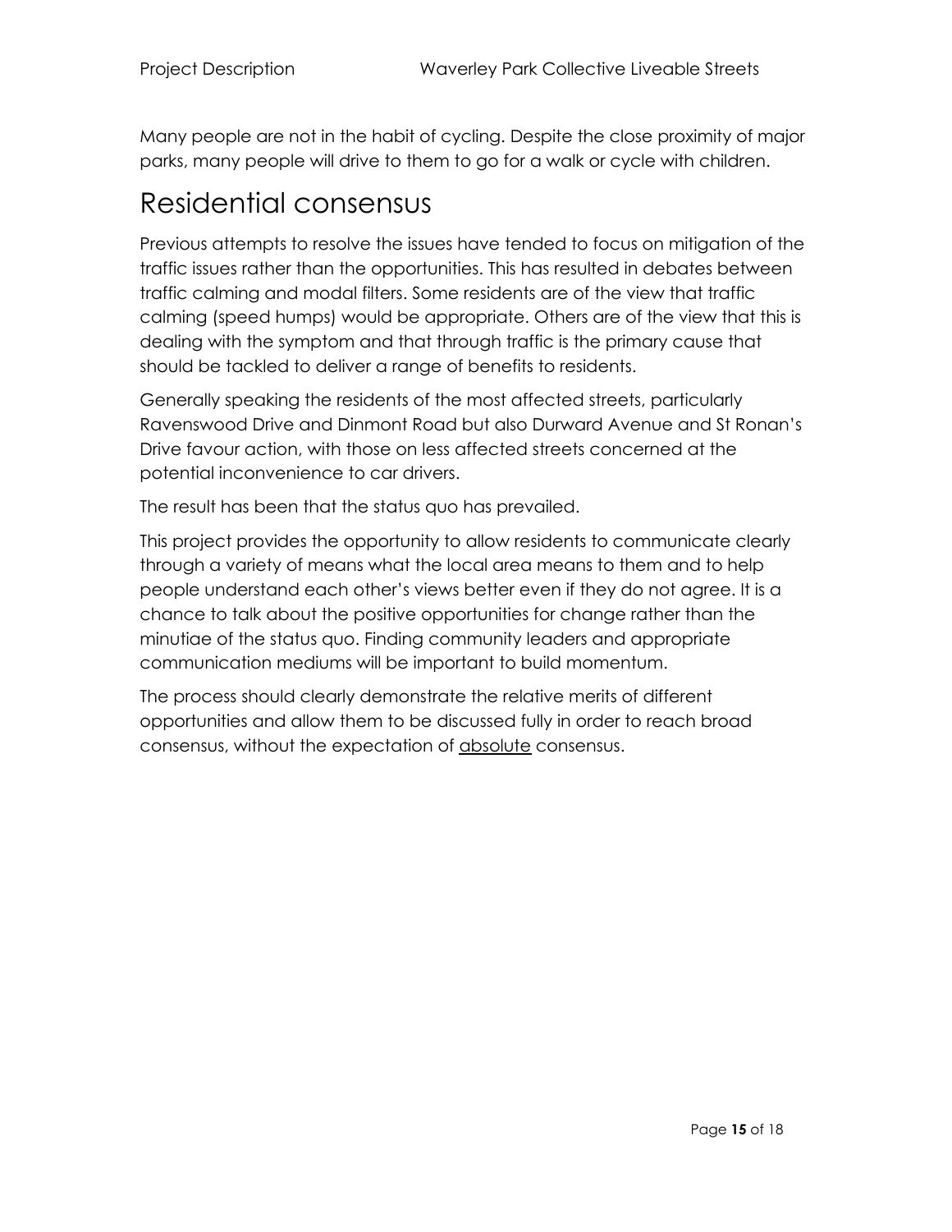Many people are not in the habit of cycling. Despite the close proximity of major parks, many people will drive to them to go for a walk or cycle with children.

# Residential consensus

Previous attempts to resolve the issues have tended to focus on mitigation of the traffic issues rather than the opportunities. This has resulted in debates between traffic calming and modal filters. Some residents are of the view that traffic calming (speed humps) would be appropriate. Others are of the view that this is dealing with the symptom and that through traffic is the primary cause that should be tackled to deliver a range of benefits to residents.

Generally speaking the residents of the most affected streets, particularly Ravenswood Drive and Dinmont Road but also Durward Avenue and St Ronan's Drive favour action, with those on less affected streets concerned at the potential inconvenience to car drivers.

The result has been that the status quo has prevailed.

This project provides the opportunity to allow residents to communicate clearly through a variety of means what the local area means to them and to help people understand each other's views better even if they do not agree. It is a chance to talk about the positive opportunities for change rather than the minutiae of the status quo. Finding community leaders and appropriate communication mediums will be important to build momentum.

The process should clearly demonstrate the relative merits of different opportunities and allow them to be discussed fully in order to reach broad consensus, without the expectation of <u>absolute</u> consensus.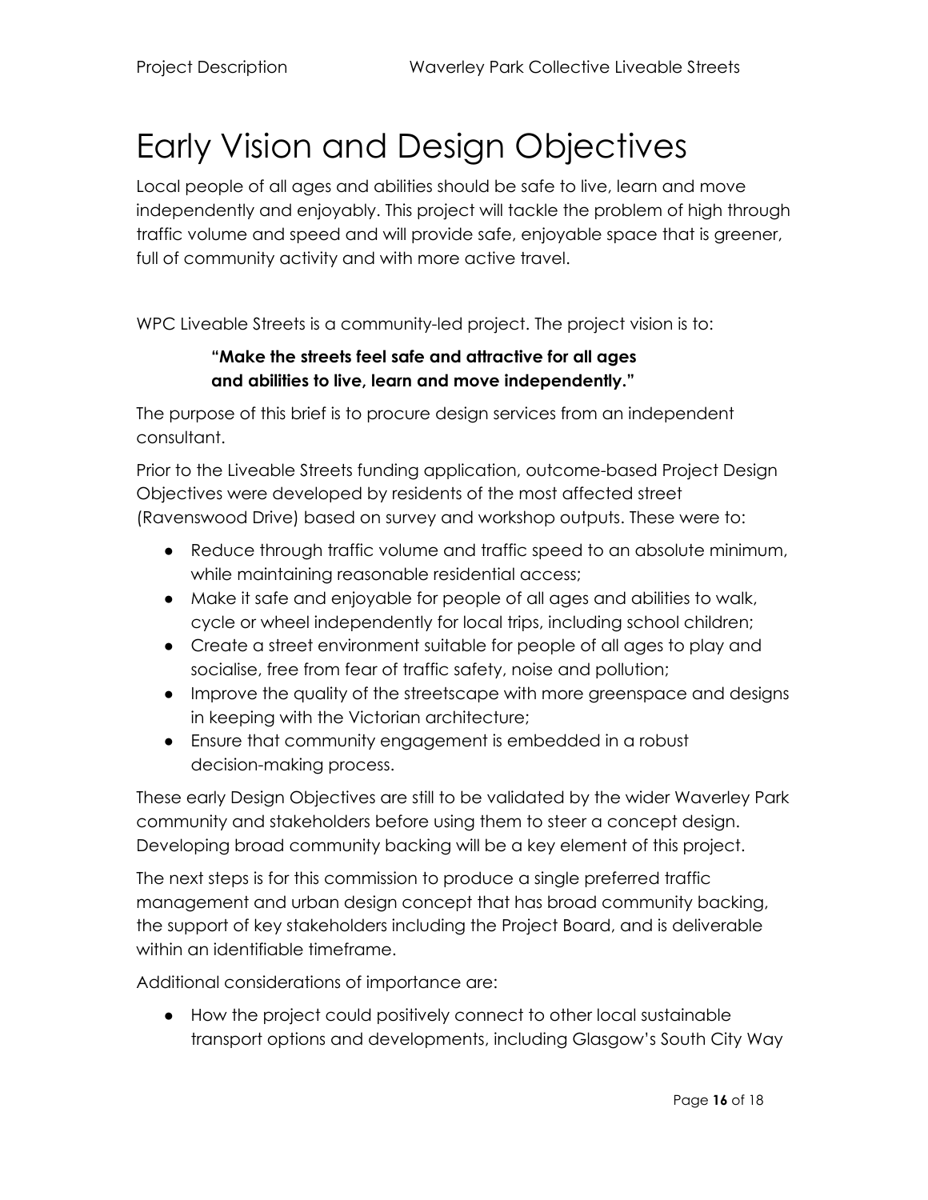# Early Vision and Design Objectives

Local people of all ages and abilities should be safe to live, learn and move independently and enjoyably. This project will tackle the problem of high through traffic volume and speed and will provide safe, enjoyable space that is greener, full of community activity and with more active travel.

WPC Liveable Streets is a community-led project. The project vision is to:

> **"Make the streets feel safe and attractive for all ages and abilities to live, learn and move independently."**

The purpose of this brief is to procure design services from an independent consultant.

Prior to the Liveable Streets funding application, outcome-based Project Design Objectives were developed by residents of the most affected street (Ravenswood Drive) based on survey and workshop outputs. These were to:

- Reduce through traffic volume and traffic speed to an absolute minimum, while maintaining reasonable residential access;
- Make it safe and enjoyable for people of all ages and abilities to walk, cycle or wheel independently for local trips, including school children;
- Create a street environment suitable for people of all ages to play and socialise, free from fear of traffic safety, noise and pollution;
- Improve the quality of the streetscape with more greenspace and designs in keeping with the Victorian architecture;
- Ensure that community engagement is embedded in a robust decision-making process.

These early Design Objectives are still to be validated by the wider Waverley Park community and stakeholders before using them to steer a concept design. Developing broad community backing will be a key element of this project.

The next steps is for this commission to produce a single preferred traffic management and urban design concept that has broad community backing, the support of key stakeholders including the Project Board, and is deliverable within an identifiable timeframe.

Additional considerations of importance are:

- How the project could positively connect to other local sustainable transport options and developments, including Glasgow's South City Way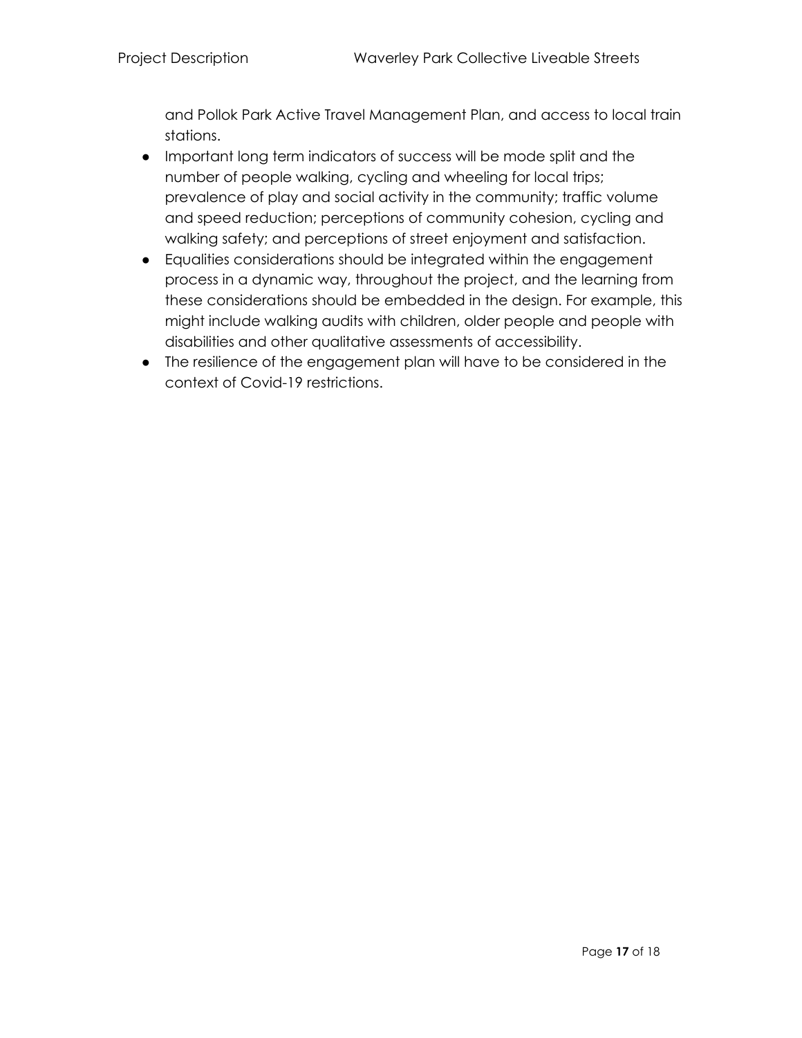and Pollok Park Active Travel Management Plan, and access to local train stations.

- Important long term indicators of success will be mode split and the number of people walking, cycling and wheeling for local trips; prevalence of play and social activity in the community; traffic volume and speed reduction; perceptions of community cohesion, cycling and walking safety; and perceptions of street enjoyment and satisfaction.
- Equalities considerations should be integrated within the engagement process in a dynamic way, throughout the project, and the learning from these considerations should be embedded in the design. For example, this might include walking audits with children, older people and people with disabilities and other qualitative assessments of accessibility.
- The resilience of the engagement plan will have to be considered in the context of Covid-19 restrictions.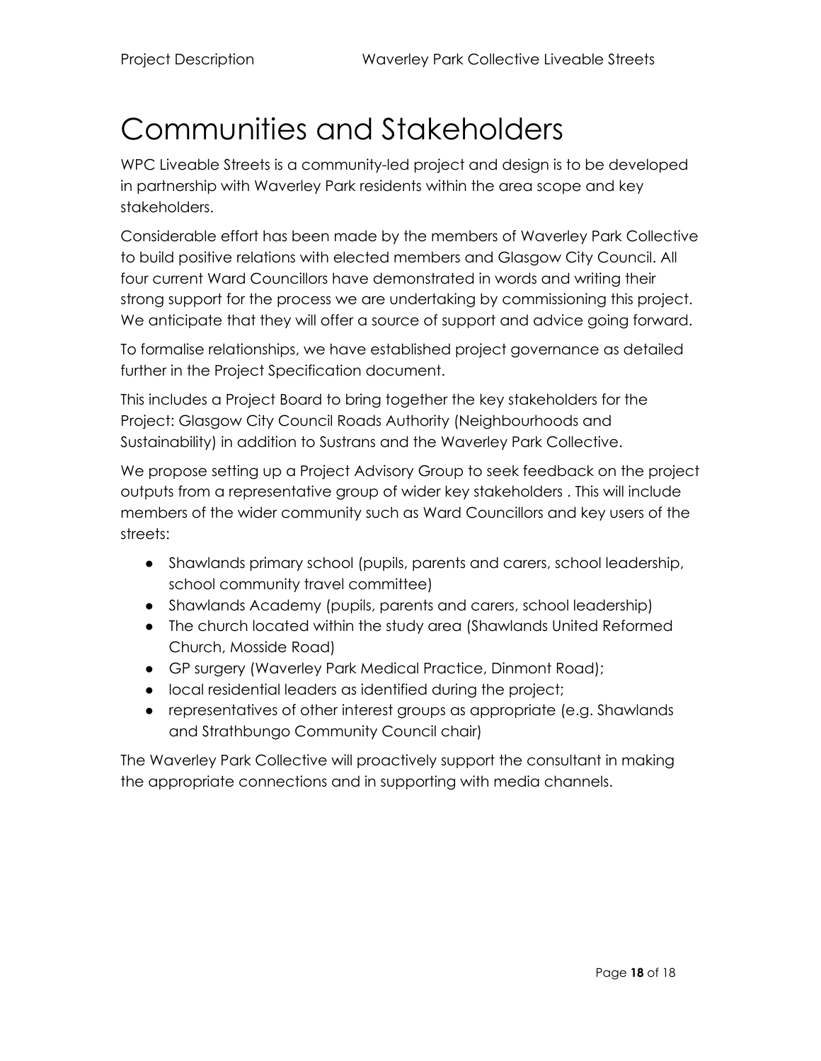# Communities and Stakeholders

WPC Liveable Streets is a community-led project and design is to be developed in partnership with Waverley Park residents within the area scope and key stakeholders.

Considerable effort has been made by the members of Waverley Park Collective to build positive relations with elected members and Glasgow City Council. All four current Ward Councillors have demonstrated in words and writing their strong support for the process we are undertaking by commissioning this project. We anticipate that they will offer a source of support and advice going forward.

To formalise relationships, we have established project governance as detailed further in the Project Specification document.

This includes a Project Board to bring together the key stakeholders for the Project: Glasgow City Council Roads Authority (Neighbourhoods and Sustainability) in addition to Sustrans and the Waverley Park Collective.

We propose setting up a Project Advisory Group to seek feedback on the project outputs from a representative group of wider key stakeholders . This will include members of the wider community such as Ward Councillors and key users of the streets:

- Shawlands primary school (pupils, parents and carers, school leadership, school community travel committee)
- Shawlands Academy (pupils, parents and carers, school leadership)
- The church located within the study area (Shawlands United Reformed Church, Mosside Road)
- GP surgery (Waverley Park Medical Practice, Dinmont Road);
- local residential leaders as identified during the project;
- representatives of other interest groups as appropriate (e.g. Shawlands and Strathbungo Community Council chair)

The Waverley Park Collective will proactively support the consultant in making the appropriate connections and in supporting with media channels.